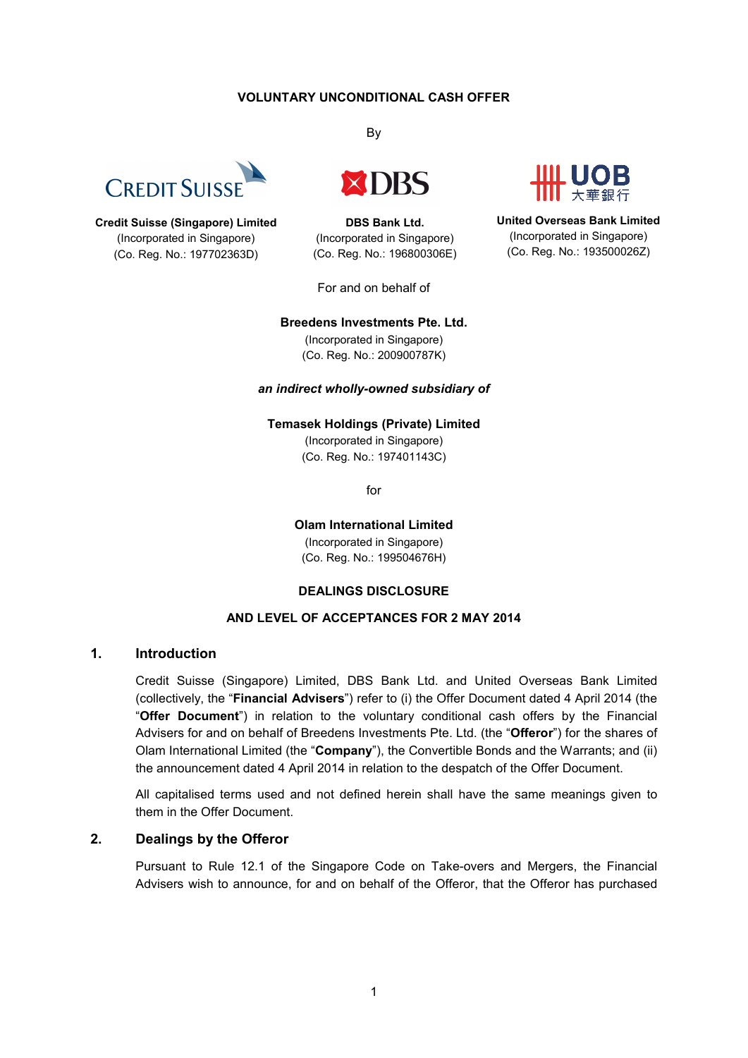**VOLUNTARY UNCONDITIONAL CASH OFFER**

By

**Credit Suisse (Singapore) Limited**
(Incorporated in Singapore)
(Co. Reg. No.: 197702363D)

**DBS Bank Ltd.**
(Incorporated in Singapore)
(Co. Reg. No.: 196800306E)

**United Overseas Bank Limited**
(Incorporated in Singapore)
(Co. Reg. No.: 193500026Z)

For and on behalf of

**Breedens Investments Pte. Ltd.**
(Incorporated in Singapore)
(Co. Reg. No.: 200900787K)

***an indirect wholly-owned subsidiary of***

**Temasek Holdings (Private) Limited**
(Incorporated in Singapore)
(Co. Reg. No.: 197401143C)

for

**Olam International Limited**
(Incorporated in Singapore)
(Co. Reg. No.: 199504676H)

**DEALINGS DISCLOSURE**

**AND LEVEL OF ACCEPTANCES FOR 2 MAY 2014**

## 1. Introduction

Credit Suisse (Singapore) Limited, DBS Bank Ltd. and United Overseas Bank Limited (collectively, the "**Financial Advisers**") refer to (i) the Offer Document dated 4 April 2014 (the "**Offer Document**") in relation to the voluntary conditional cash offers by the Financial Advisers for and on behalf of Breedens Investments Pte. Ltd. (the "**Offeror**") for the shares of Olam International Limited (the "**Company**"), the Convertible Bonds and the Warrants; and (ii) the announcement dated 4 April 2014 in relation to the despatch of the Offer Document.

All capitalised terms used and not defined herein shall have the same meanings given to them in the Offer Document.

## 2. Dealings by the Offeror

Pursuant to Rule 12.1 of the Singapore Code on Take-overs and Mergers, the Financial Advisers wish to announce, for and on behalf of the Offeror, that the Offeror has purchased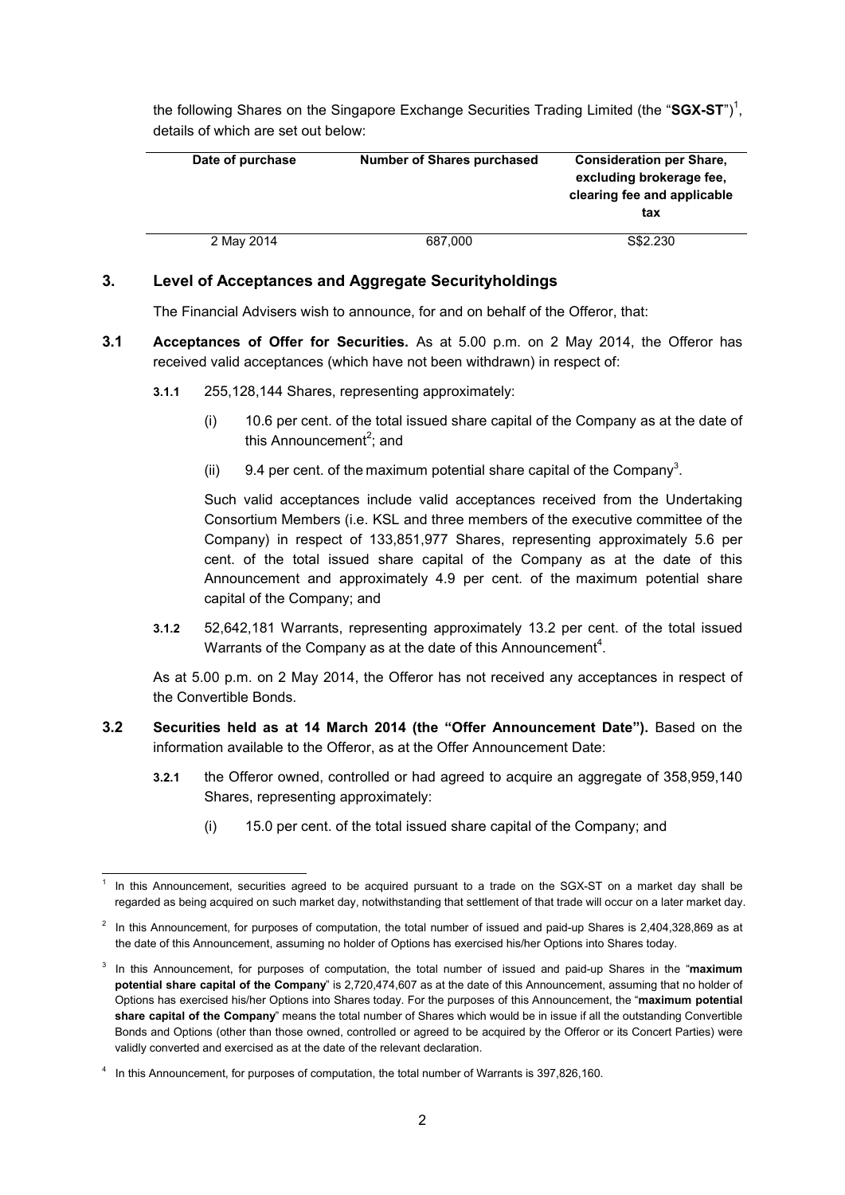the following Shares on the Singapore Exchange Securities Trading Limited (the "**SGX-ST**")[1], details of which are set out below:

| Date of purchase | Number of Shares purchased | Consideration per Share, excluding brokerage fee, clearing fee and applicable tax |
|---|---|---|
| 2 May 2014 | 687,000 | S$2.230 |

## 3. Level of Acceptances and Aggregate Securityholdings

The Financial Advisers wish to announce, for and on behalf of the Offeror, that:

**3.1 Acceptances of Offer for Securities.** As at 5.00 p.m. on 2 May 2014, the Offeror has received valid acceptances (which have not been withdrawn) in respect of:

**3.1.1** 255,128,144 Shares, representing approximately:

(i) 10.6 per cent. of the total issued share capital of the Company as at the date of this Announcement[2]; and

(ii) 9.4 per cent. of the maximum potential share capital of the Company[3].

Such valid acceptances include valid acceptances received from the Undertaking Consortium Members (i.e. KSL and three members of the executive committee of the Company) in respect of 133,851,977 Shares, representing approximately 5.6 per cent. of the total issued share capital of the Company as at the date of this Announcement and approximately 4.9 per cent. of the maximum potential share capital of the Company; and

**3.1.2** 52,642,181 Warrants, representing approximately 13.2 per cent. of the total issued Warrants of the Company as at the date of this Announcement[4].

As at 5.00 p.m. on 2 May 2014, the Offeror has not received any acceptances in respect of the Convertible Bonds.

**3.2 Securities held as at 14 March 2014 (the "Offer Announcement Date").** Based on the information available to the Offeror, as at the Offer Announcement Date:

**3.2.1** the Offeror owned, controlled or had agreed to acquire an aggregate of 358,959,140 Shares, representing approximately:

(i) 15.0 per cent. of the total issued share capital of the Company; and

---

[1] In this Announcement, securities agreed to be acquired pursuant to a trade on the SGX-ST on a market day shall be regarded as being acquired on such market day, notwithstanding that settlement of that trade will occur on a later market day.

[2] In this Announcement, for purposes of computation, the total number of issued and paid-up Shares is 2,404,328,869 as at the date of this Announcement, assuming no holder of Options has exercised his/her Options into Shares today.

[3] In this Announcement, for purposes of computation, the total number of issued and paid-up Shares in the "**maximum potential share capital of the Company**" is 2,720,474,607 as at the date of this Announcement, assuming that no holder of Options has exercised his/her Options into Shares today. For the purposes of this Announcement, the "**maximum potential share capital of the Company**" means the total number of Shares which would be in issue if all the outstanding Convertible Bonds and Options (other than those owned, controlled or agreed to be acquired by the Offeror or its Concert Parties) were validly converted and exercised as at the date of the relevant declaration.

[4] In this Announcement, for purposes of computation, the total number of Warrants is 397,826,160.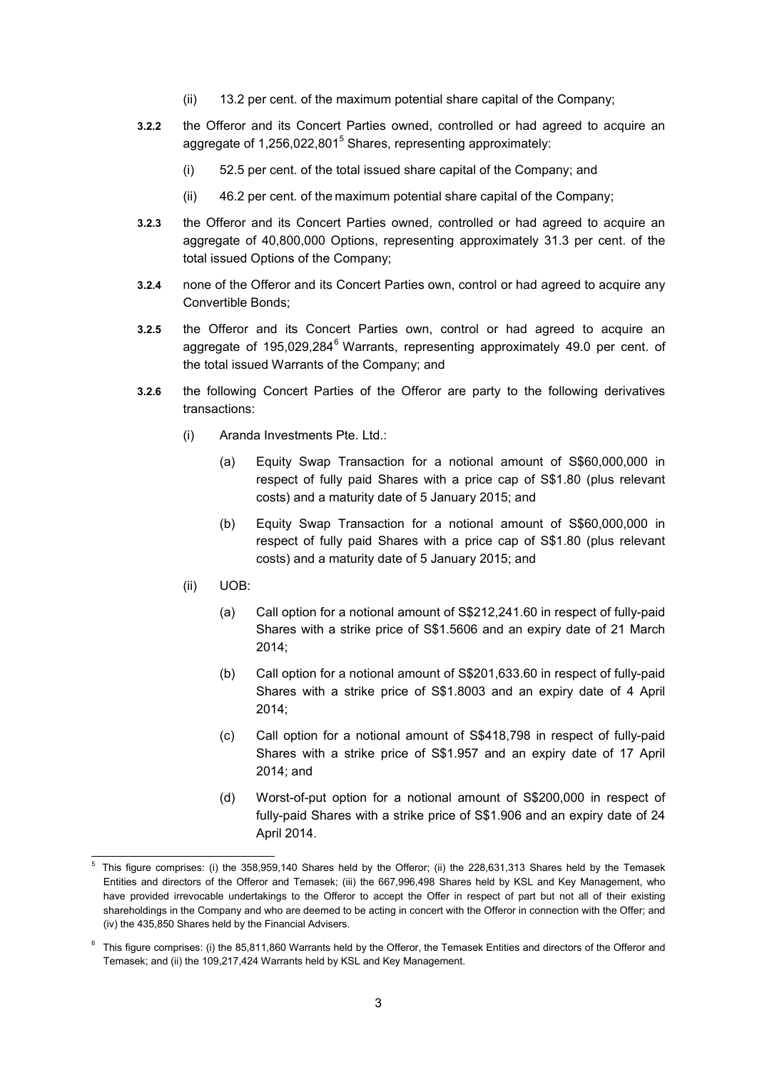(ii) 13.2 per cent. of the maximum potential share capital of the Company;

**3.2.2** the Offeror and its Concert Parties owned, controlled or had agreed to acquire an aggregate of 1,256,022,801[5] Shares, representing approximately:

(i) 52.5 per cent. of the total issued share capital of the Company; and

(ii) 46.2 per cent. of the maximum potential share capital of the Company;

**3.2.3** the Offeror and its Concert Parties owned, controlled or had agreed to acquire an aggregate of 40,800,000 Options, representing approximately 31.3 per cent. of the total issued Options of the Company;

**3.2.4** none of the Offeror and its Concert Parties own, control or had agreed to acquire any Convertible Bonds;

**3.2.5** the Offeror and its Concert Parties own, control or had agreed to acquire an aggregate of 195,029,284[6] Warrants, representing approximately 49.0 per cent. of the total issued Warrants of the Company; and

**3.2.6** the following Concert Parties of the Offeror are party to the following derivatives transactions:

(i) Aranda Investments Pte. Ltd.:

(a) Equity Swap Transaction for a notional amount of S$60,000,000 in respect of fully paid Shares with a price cap of S$1.80 (plus relevant costs) and a maturity date of 5 January 2015; and

(b) Equity Swap Transaction for a notional amount of S$60,000,000 in respect of fully paid Shares with a price cap of S$1.80 (plus relevant costs) and a maturity date of 5 January 2015; and

(ii) UOB:

(a) Call option for a notional amount of S$212,241.60 in respect of fully-paid Shares with a strike price of S$1.5606 and an expiry date of 21 March 2014;

(b) Call option for a notional amount of S$201,633.60 in respect of fully-paid Shares with a strike price of S$1.8003 and an expiry date of 4 April 2014;

(c) Call option for a notional amount of S$418,798 in respect of fully-paid Shares with a strike price of S$1.957 and an expiry date of 17 April 2014; and

(d) Worst-of-put option for a notional amount of S$200,000 in respect of fully-paid Shares with a strike price of S$1.906 and an expiry date of 24 April 2014.

---

[5] This figure comprises: (i) the 358,959,140 Shares held by the Offeror; (ii) the 228,631,313 Shares held by the Temasek Entities and directors of the Offeror and Temasek; (iii) the 667,996,498 Shares held by KSL and Key Management, who have provided irrevocable undertakings to the Offeror to accept the Offer in respect of part but not all of their existing shareholdings in the Company and who are deemed to be acting in concert with the Offeror in connection with the Offer; and (iv) the 435,850 Shares held by the Financial Advisers.

[6] This figure comprises: (i) the 85,811,860 Warrants held by the Offeror, the Temasek Entities and directors of the Offeror and Temasek; and (ii) the 109,217,424 Warrants held by KSL and Key Management.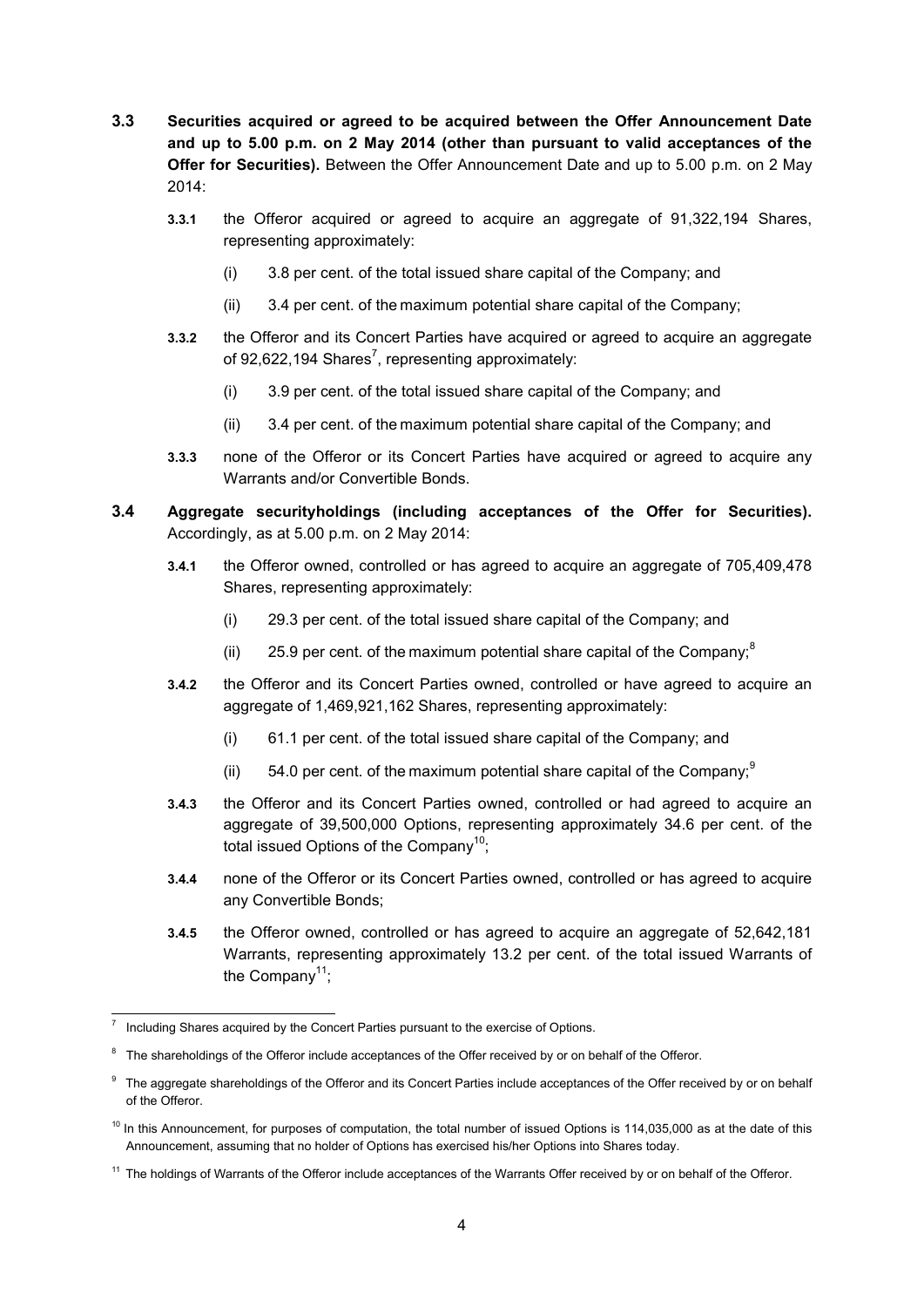**3.3 Securities acquired or agreed to be acquired between the Offer Announcement Date and up to 5.00 p.m. on 2 May 2014 (other than pursuant to valid acceptances of the Offer for Securities).** Between the Offer Announcement Date and up to 5.00 p.m. on 2 May 2014:

**3.3.1** the Offeror acquired or agreed to acquire an aggregate of 91,322,194 Shares, representing approximately:

(i) 3.8 per cent. of the total issued share capital of the Company; and

(ii) 3.4 per cent. of the maximum potential share capital of the Company;

**3.3.2** the Offeror and its Concert Parties have acquired or agreed to acquire an aggregate of 92,622,194 Shares[7], representing approximately:

(i) 3.9 per cent. of the total issued share capital of the Company; and

(ii) 3.4 per cent. of the maximum potential share capital of the Company; and

**3.3.3** none of the Offeror or its Concert Parties have acquired or agreed to acquire any Warrants and/or Convertible Bonds.

**3.4 Aggregate securityholdings (including acceptances of the Offer for Securities).** Accordingly, as at 5.00 p.m. on 2 May 2014:

**3.4.1** the Offeror owned, controlled or has agreed to acquire an aggregate of 705,409,478 Shares, representing approximately:

(i) 29.3 per cent. of the total issued share capital of the Company; and

(ii) 25.9 per cent. of the maximum potential share capital of the Company;[8]

**3.4.2** the Offeror and its Concert Parties owned, controlled or have agreed to acquire an aggregate of 1,469,921,162 Shares, representing approximately:

(i) 61.1 per cent. of the total issued share capital of the Company; and

(ii) 54.0 per cent. of the maximum potential share capital of the Company;[9]

**3.4.3** the Offeror and its Concert Parties owned, controlled or had agreed to acquire an aggregate of 39,500,000 Options, representing approximately 34.6 per cent. of the total issued Options of the Company[10];

**3.4.4** none of the Offeror or its Concert Parties owned, controlled or has agreed to acquire any Convertible Bonds;

**3.4.5** the Offeror owned, controlled or has agreed to acquire an aggregate of 52,642,181 Warrants, representing approximately 13.2 per cent. of the total issued Warrants of the Company[11];

---

[7] Including Shares acquired by the Concert Parties pursuant to the exercise of Options.

[8] The shareholdings of the Offeror include acceptances of the Offer received by or on behalf of the Offeror.

[9] The aggregate shareholdings of the Offeror and its Concert Parties include acceptances of the Offer received by or on behalf of the Offeror.

[10] In this Announcement, for purposes of computation, the total number of issued Options is 114,035,000 as at the date of this Announcement, assuming that no holder of Options has exercised his/her Options into Shares today.

[11] The holdings of Warrants of the Offeror include acceptances of the Warrants Offer received by or on behalf of the Offeror.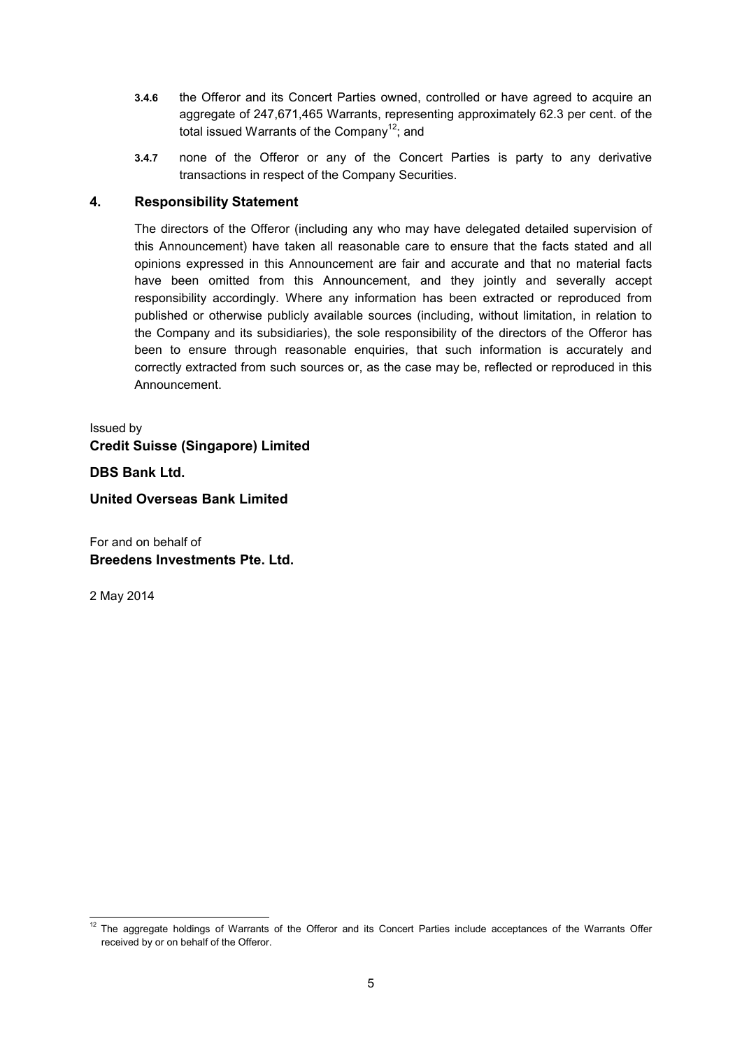**3.4.6** the Offeror and its Concert Parties owned, controlled or have agreed to acquire an aggregate of 247,671,465 Warrants, representing approximately 62.3 per cent. of the total issued Warrants of the Company[12]; and

**3.4.7** none of the Offeror or any of the Concert Parties is party to any derivative transactions in respect of the Company Securities.

## 4. Responsibility Statement

The directors of the Offeror (including any who may have delegated detailed supervision of this Announcement) have taken all reasonable care to ensure that the facts stated and all opinions expressed in this Announcement are fair and accurate and that no material facts have been omitted from this Announcement, and they jointly and severally accept responsibility accordingly. Where any information has been extracted or reproduced from published or otherwise publicly available sources (including, without limitation, in relation to the Company and its subsidiaries), the sole responsibility of the directors of the Offeror has been to ensure through reasonable enquiries, that such information is accurately and correctly extracted from such sources or, as the case may be, reflected or reproduced in this Announcement.

Issued by

**Credit Suisse (Singapore) Limited**

**DBS Bank Ltd.**

**United Overseas Bank Limited**

For and on behalf of

**Breedens Investments Pte. Ltd.**

2 May 2014

---

[12] The aggregate holdings of Warrants of the Offeror and its Concert Parties include acceptances of the Warrants Offer received by or on behalf of the Offeror.